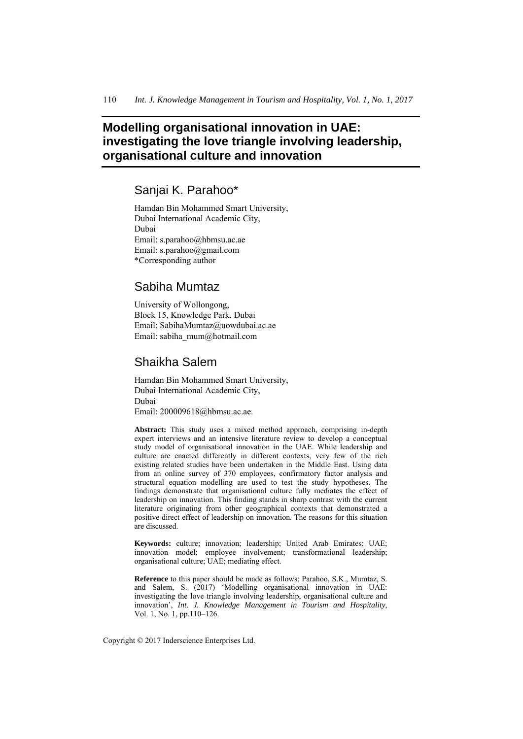# Modelling organisational innovation in UAE: investigating the love triangle involving leadership, organisational culture and innovation

## Sanjai K. Parahoo*

Hamdan Bin Mohammed Smart University,
Dubai International Academic City,
Dubai
Email: s.parahoo@hbmsu.ac.ae
Email: s.parahoo@gmail.com
*Corresponding author

## Sabiha Mumtaz

University of Wollongong,
Block 15, Knowledge Park, Dubai
Email: SabihaMumtaz@uowdubai.ac.ae
Email: sabiha_mum@hotmail.com

## Shaikha Salem

Hamdan Bin Mohammed Smart University,
Dubai International Academic City,
Dubai
Email: 200009618@hbmsu.ac.ae.

**Abstract:** This study uses a mixed method approach, comprising in-depth expert interviews and an intensive literature review to develop a conceptual study model of organisational innovation in the UAE. While leadership and culture are enacted differently in different contexts, very few of the rich existing related studies have been undertaken in the Middle East. Using data from an online survey of 370 employees, confirmatory factor analysis and structural equation modelling are used to test the study hypotheses. The findings demonstrate that organisational culture fully mediates the effect of leadership on innovation. This finding stands in sharp contrast with the current literature originating from other geographical contexts that demonstrated a positive direct effect of leadership on innovation. The reasons for this situation are discussed.

**Keywords:** culture; innovation; leadership; United Arab Emirates; UAE; innovation model; employee involvement; transformational leadership; organisational culture; UAE; mediating effect.

**Reference** to this paper should be made as follows: Parahoo, S.K., Mumtaz, S. and Salem, S. (2017) 'Modelling organisational innovation in UAE: investigating the love triangle involving leadership, organisational culture and innovation', *Int. J. Knowledge Management in Tourism and Hospitality*, Vol. 1, No. 1, pp.110–126.

Copyright © 2017 Inderscience Enterprises Ltd.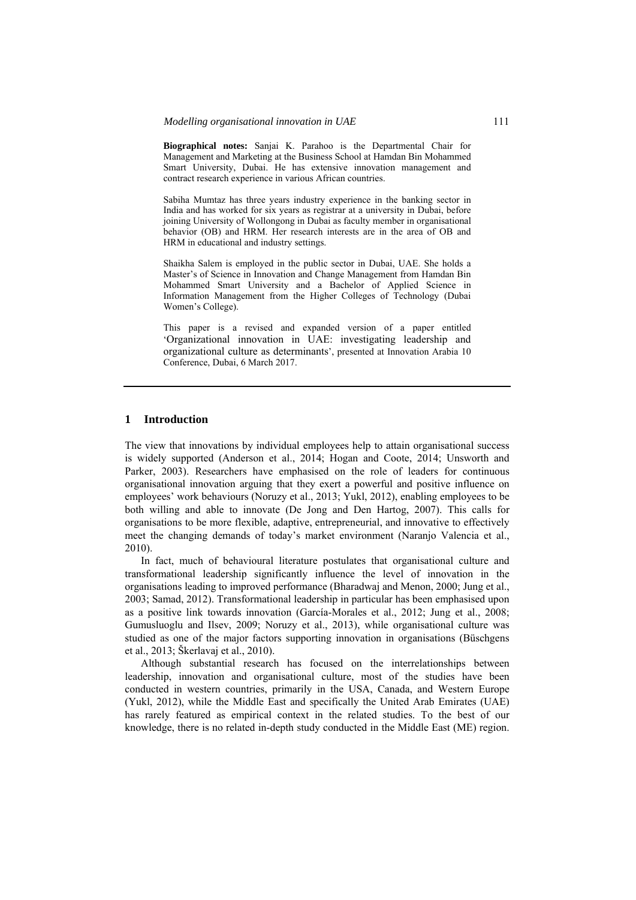**Biographical notes:** Sanjai K. Parahoo is the Departmental Chair for Management and Marketing at the Business School at Hamdan Bin Mohammed Smart University, Dubai. He has extensive innovation management and contract research experience in various African countries.

Sabiha Mumtaz has three years industry experience in the banking sector in India and has worked for six years as registrar at a university in Dubai, before joining University of Wollongong in Dubai as faculty member in organisational behavior (OB) and HRM. Her research interests are in the area of OB and HRM in educational and industry settings.

Shaikha Salem is employed in the public sector in Dubai, UAE. She holds a Master's of Science in Innovation and Change Management from Hamdan Bin Mohammed Smart University and a Bachelor of Applied Science in Information Management from the Higher Colleges of Technology (Dubai Women's College).

This paper is a revised and expanded version of a paper entitled 'Organizational innovation in UAE: investigating leadership and organizational culture as determinants', presented at Innovation Arabia 10 Conference, Dubai, 6 March 2017.

## 1 Introduction

The view that innovations by individual employees help to attain organisational success is widely supported (Anderson et al., 2014; Hogan and Coote, 2014; Unsworth and Parker, 2003). Researchers have emphasised on the role of leaders for continuous organisational innovation arguing that they exert a powerful and positive influence on employees' work behaviours (Noruzy et al., 2013; Yukl, 2012), enabling employees to be both willing and able to innovate (De Jong and Den Hartog, 2007). This calls for organisations to be more flexible, adaptive, entrepreneurial, and innovative to effectively meet the changing demands of today's market environment (Naranjo Valencia et al., 2010).

In fact, much of behavioural literature postulates that organisational culture and transformational leadership significantly influence the level of innovation in the organisations leading to improved performance (Bharadwaj and Menon, 2000; Jung et al., 2003; Samad, 2012). Transformational leadership in particular has been emphasised upon as a positive link towards innovation (García-Morales et al., 2012; Jung et al., 2008; Gumusluoglu and Ilsev, 2009; Noruzy et al., 2013), while organisational culture was studied as one of the major factors supporting innovation in organisations (Büschgens et al., 2013; Škerlavaj et al., 2010).

Although substantial research has focused on the interrelationships between leadership, innovation and organisational culture, most of the studies have been conducted in western countries, primarily in the USA, Canada, and Western Europe (Yukl, 2012), while the Middle East and specifically the United Arab Emirates (UAE) has rarely featured as empirical context in the related studies. To the best of our knowledge, there is no related in-depth study conducted in the Middle East (ME) region.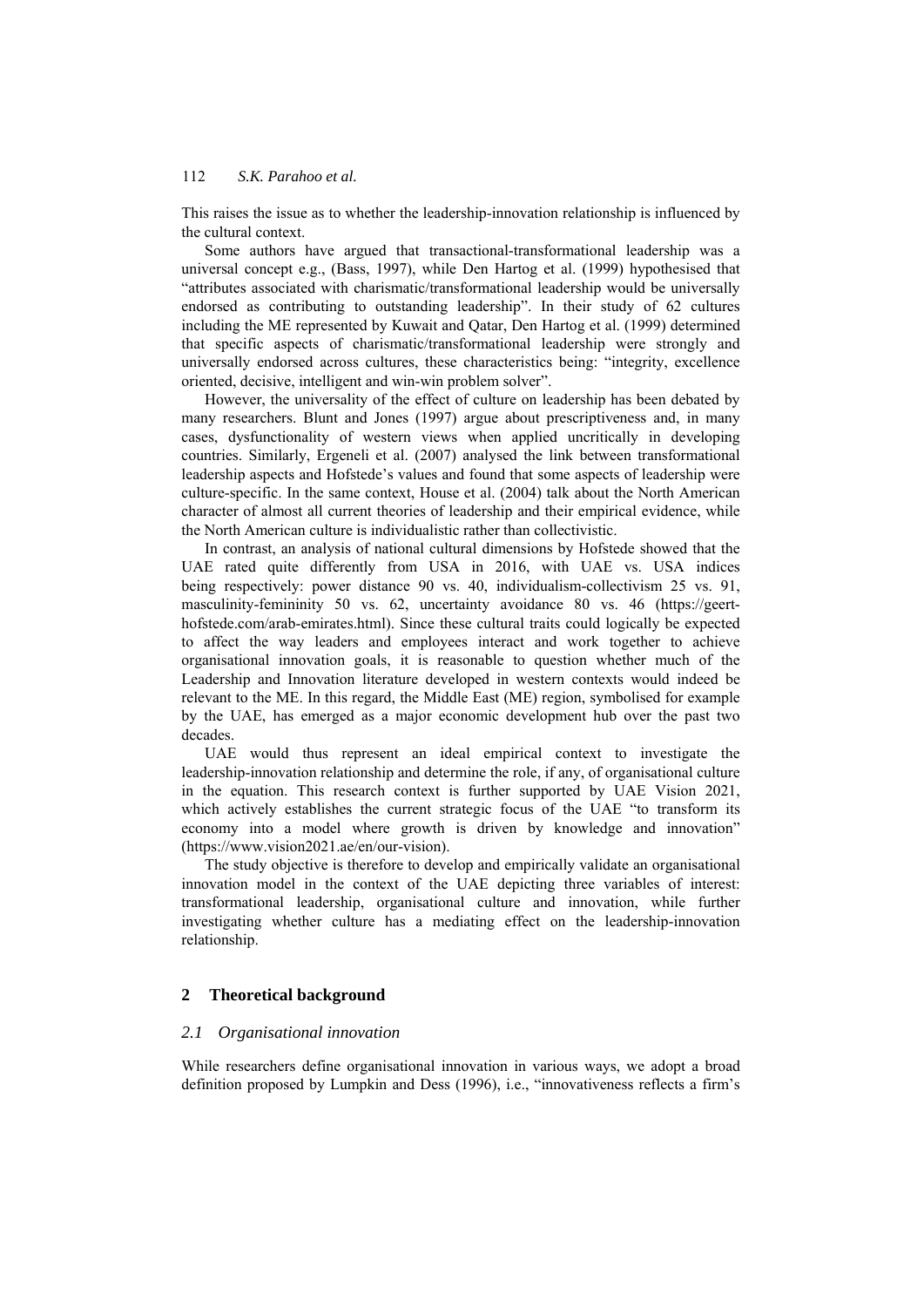This raises the issue as to whether the leadership-innovation relationship is influenced by the cultural context.

Some authors have argued that transactional-transformational leadership was a universal concept e.g., (Bass, 1997), while Den Hartog et al. (1999) hypothesised that "attributes associated with charismatic/transformational leadership would be universally endorsed as contributing to outstanding leadership". In their study of 62 cultures including the ME represented by Kuwait and Qatar, Den Hartog et al. (1999) determined that specific aspects of charismatic/transformational leadership were strongly and universally endorsed across cultures, these characteristics being: "integrity, excellence oriented, decisive, intelligent and win-win problem solver".

However, the universality of the effect of culture on leadership has been debated by many researchers. Blunt and Jones (1997) argue about prescriptiveness and, in many cases, dysfunctionality of western views when applied uncritically in developing countries. Similarly, Ergeneli et al. (2007) analysed the link between transformational leadership aspects and Hofstede's values and found that some aspects of leadership were culture-specific. In the same context, House et al. (2004) talk about the North American character of almost all current theories of leadership and their empirical evidence, while the North American culture is individualistic rather than collectivistic.

In contrast, an analysis of national cultural dimensions by Hofstede showed that the UAE rated quite differently from USA in 2016, with UAE vs. USA indices being respectively: power distance 90 vs. 40, individualism-collectivism 25 vs. 91, masculinity-femininity 50 vs. 62, uncertainty avoidance 80 vs. 46 (https://geert-hofstede.com/arab-emirates.html). Since these cultural traits could logically be expected to affect the way leaders and employees interact and work together to achieve organisational innovation goals, it is reasonable to question whether much of the Leadership and Innovation literature developed in western contexts would indeed be relevant to the ME. In this regard, the Middle East (ME) region, symbolised for example by the UAE, has emerged as a major economic development hub over the past two decades.

UAE would thus represent an ideal empirical context to investigate the leadership-innovation relationship and determine the role, if any, of organisational culture in the equation. This research context is further supported by UAE Vision 2021, which actively establishes the current strategic focus of the UAE "to transform its economy into a model where growth is driven by knowledge and innovation" (https://www.vision2021.ae/en/our-vision).

The study objective is therefore to develop and empirically validate an organisational innovation model in the context of the UAE depicting three variables of interest: transformational leadership, organisational culture and innovation, while further investigating whether culture has a mediating effect on the leadership-innovation relationship.

## 2 Theoretical background

### *2.1 Organisational innovation*

While researchers define organisational innovation in various ways, we adopt a broad definition proposed by Lumpkin and Dess (1996), i.e., "innovativeness reflects a firm's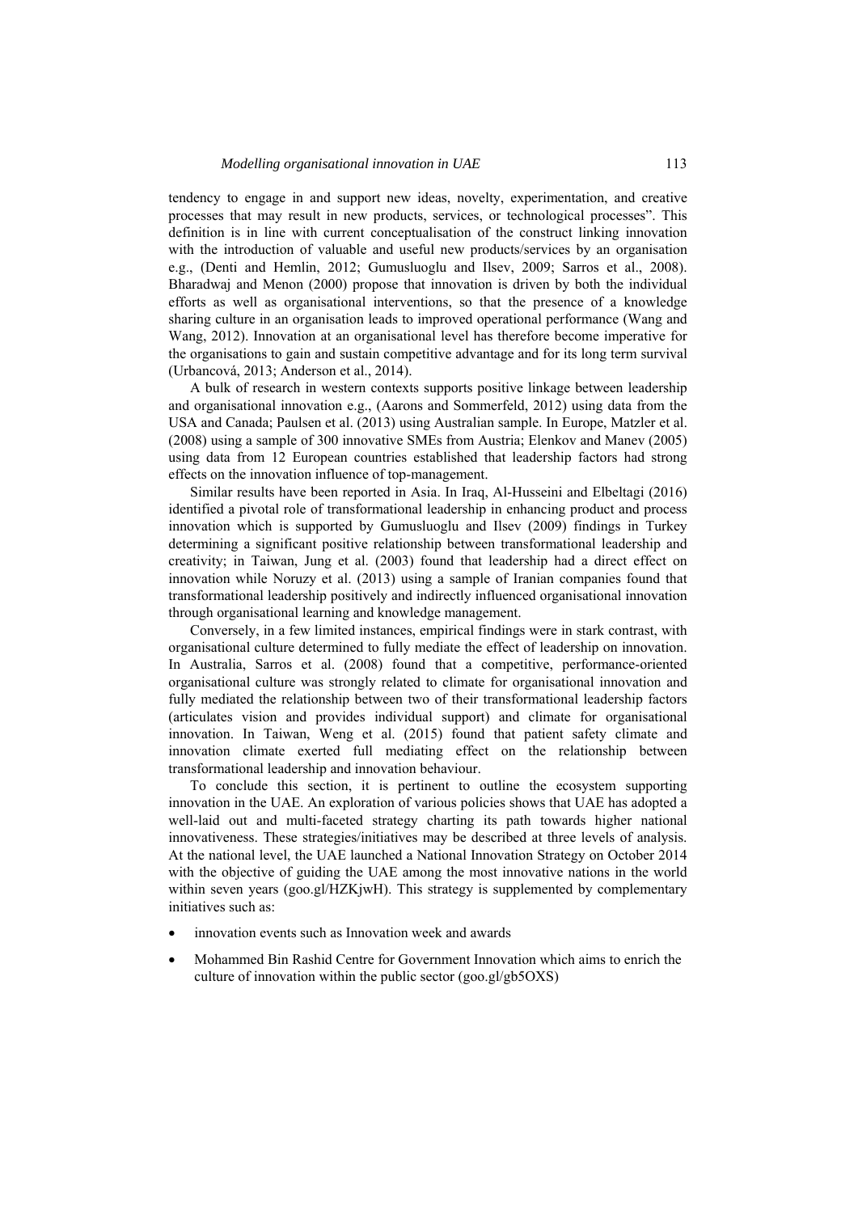tendency to engage in and support new ideas, novelty, experimentation, and creative processes that may result in new products, services, or technological processes". This definition is in line with current conceptualisation of the construct linking innovation with the introduction of valuable and useful new products/services by an organisation e.g., (Denti and Hemlin, 2012; Gumusluoglu and Ilsev, 2009; Sarros et al., 2008). Bharadwaj and Menon (2000) propose that innovation is driven by both the individual efforts as well as organisational interventions, so that the presence of a knowledge sharing culture in an organisation leads to improved operational performance (Wang and Wang, 2012). Innovation at an organisational level has therefore become imperative for the organisations to gain and sustain competitive advantage and for its long term survival (Urbancová, 2013; Anderson et al., 2014).

A bulk of research in western contexts supports positive linkage between leadership and organisational innovation e.g., (Aarons and Sommerfeld, 2012) using data from the USA and Canada; Paulsen et al. (2013) using Australian sample. In Europe, Matzler et al. (2008) using a sample of 300 innovative SMEs from Austria; Elenkov and Manev (2005) using data from 12 European countries established that leadership factors had strong effects on the innovation influence of top-management.

Similar results have been reported in Asia. In Iraq, Al-Husseini and Elbeltagi (2016) identified a pivotal role of transformational leadership in enhancing product and process innovation which is supported by Gumusluoglu and Ilsev (2009) findings in Turkey determining a significant positive relationship between transformational leadership and creativity; in Taiwan, Jung et al. (2003) found that leadership had a direct effect on innovation while Noruzy et al. (2013) using a sample of Iranian companies found that transformational leadership positively and indirectly influenced organisational innovation through organisational learning and knowledge management.

Conversely, in a few limited instances, empirical findings were in stark contrast, with organisational culture determined to fully mediate the effect of leadership on innovation. In Australia, Sarros et al. (2008) found that a competitive, performance-oriented organisational culture was strongly related to climate for organisational innovation and fully mediated the relationship between two of their transformational leadership factors (articulates vision and provides individual support) and climate for organisational innovation. In Taiwan, Weng et al. (2015) found that patient safety climate and innovation climate exerted full mediating effect on the relationship between transformational leadership and innovation behaviour.

To conclude this section, it is pertinent to outline the ecosystem supporting innovation in the UAE. An exploration of various policies shows that UAE has adopted a well-laid out and multi-faceted strategy charting its path towards higher national innovativeness. These strategies/initiatives may be described at three levels of analysis. At the national level, the UAE launched a National Innovation Strategy on October 2014 with the objective of guiding the UAE among the most innovative nations in the world within seven years (goo.gl/HZKjwH). This strategy is supplemented by complementary initiatives such as:

- innovation events such as Innovation week and awards
- Mohammed Bin Rashid Centre for Government Innovation which aims to enrich the culture of innovation within the public sector (goo.gl/gb5OXS)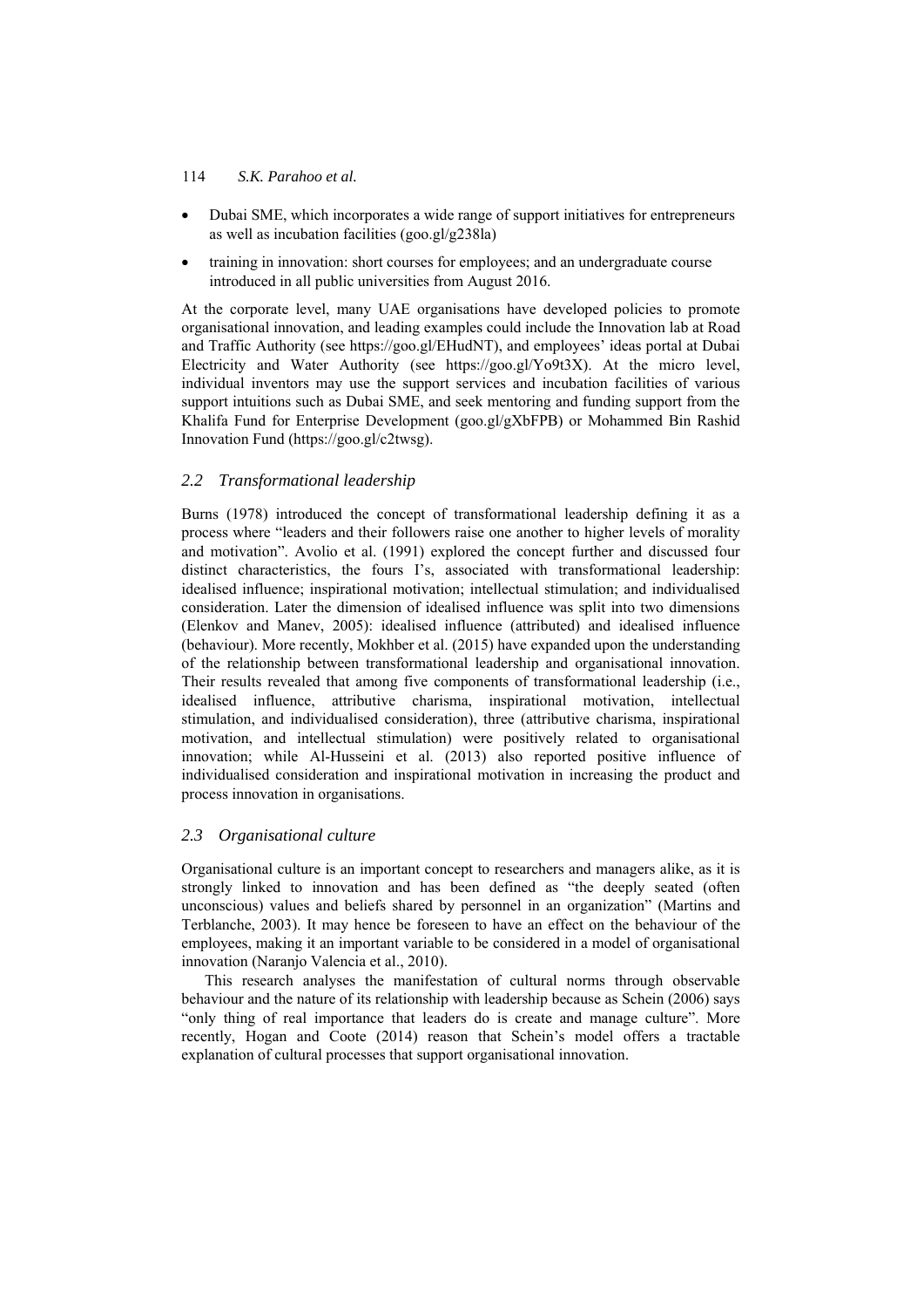- Dubai SME, which incorporates a wide range of support initiatives for entrepreneurs as well as incubation facilities (goo.gl/g238la)
- training in innovation: short courses for employees; and an undergraduate course introduced in all public universities from August 2016.

At the corporate level, many UAE organisations have developed policies to promote organisational innovation, and leading examples could include the Innovation lab at Road and Traffic Authority (see https://goo.gl/EHudNT), and employees' ideas portal at Dubai Electricity and Water Authority (see https://goo.gl/Yo9t3X). At the micro level, individual inventors may use the support services and incubation facilities of various support intuitions such as Dubai SME, and seek mentoring and funding support from the Khalifa Fund for Enterprise Development (goo.gl/gXbFPB) or Mohammed Bin Rashid Innovation Fund (https://goo.gl/c2twsg).

## *2.2 Transformational leadership*

Burns (1978) introduced the concept of transformational leadership defining it as a process where "leaders and their followers raise one another to higher levels of morality and motivation". Avolio et al. (1991) explored the concept further and discussed four distinct characteristics, the fours I's, associated with transformational leadership: idealised influence; inspirational motivation; intellectual stimulation; and individualised consideration. Later the dimension of idealised influence was split into two dimensions (Elenkov and Manev, 2005): idealised influence (attributed) and idealised influence (behaviour). More recently, Mokhber et al. (2015) have expanded upon the understanding of the relationship between transformational leadership and organisational innovation. Their results revealed that among five components of transformational leadership (i.e., idealised influence, attributive charisma, inspirational motivation, intellectual stimulation, and individualised consideration), three (attributive charisma, inspirational motivation, and intellectual stimulation) were positively related to organisational innovation; while Al-Husseini et al. (2013) also reported positive influence of individualised consideration and inspirational motivation in increasing the product and process innovation in organisations.

## *2.3 Organisational culture*

Organisational culture is an important concept to researchers and managers alike, as it is strongly linked to innovation and has been defined as "the deeply seated (often unconscious) values and beliefs shared by personnel in an organization" (Martins and Terblanche, 2003). It may hence be foreseen to have an effect on the behaviour of the employees, making it an important variable to be considered in a model of organisational innovation (Naranjo Valencia et al., 2010).

This research analyses the manifestation of cultural norms through observable behaviour and the nature of its relationship with leadership because as Schein (2006) says "only thing of real importance that leaders do is create and manage culture". More recently, Hogan and Coote (2014) reason that Schein's model offers a tractable explanation of cultural processes that support organisational innovation.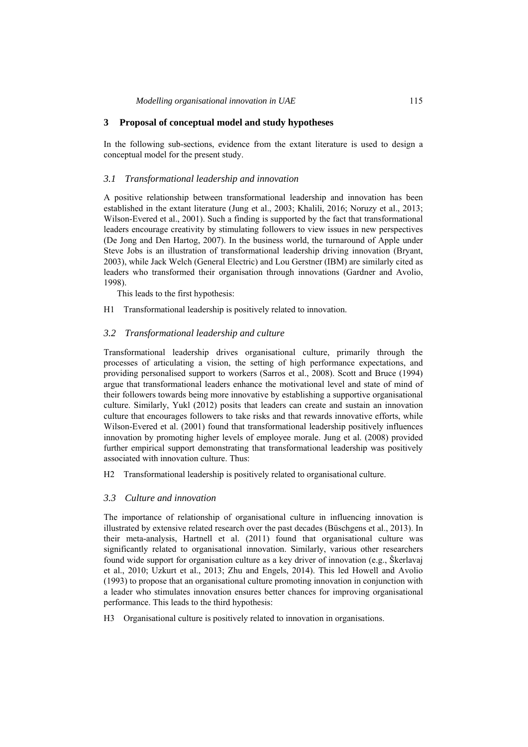## 3 Proposal of conceptual model and study hypotheses

In the following sub-sections, evidence from the extant literature is used to design a conceptual model for the present study.

### 3.1 Transformational leadership and innovation

A positive relationship between transformational leadership and innovation has been established in the extant literature (Jung et al., 2003; Khalili, 2016; Noruzy et al., 2013; Wilson-Evered et al., 2001). Such a finding is supported by the fact that transformational leaders encourage creativity by stimulating followers to view issues in new perspectives (De Jong and Den Hartog, 2007). In the business world, the turnaround of Apple under Steve Jobs is an illustration of transformational leadership driving innovation (Bryant, 2003), while Jack Welch (General Electric) and Lou Gerstner (IBM) are similarly cited as leaders who transformed their organisation through innovations (Gardner and Avolio, 1998).

This leads to the first hypothesis:

H1 Transformational leadership is positively related to innovation.

### 3.2 Transformational leadership and culture

Transformational leadership drives organisational culture, primarily through the processes of articulating a vision, the setting of high performance expectations, and providing personalised support to workers (Sarros et al., 2008). Scott and Bruce (1994) argue that transformational leaders enhance the motivational level and state of mind of their followers towards being more innovative by establishing a supportive organisational culture. Similarly, Yukl (2012) posits that leaders can create and sustain an innovation culture that encourages followers to take risks and that rewards innovative efforts, while Wilson-Evered et al. (2001) found that transformational leadership positively influences innovation by promoting higher levels of employee morale. Jung et al. (2008) provided further empirical support demonstrating that transformational leadership was positively associated with innovation culture. Thus:

H2 Transformational leadership is positively related to organisational culture.

### 3.3 Culture and innovation

The importance of relationship of organisational culture in influencing innovation is illustrated by extensive related research over the past decades (Büschgens et al., 2013). In their meta-analysis, Hartnell et al. (2011) found that organisational culture was significantly related to organisational innovation. Similarly, various other researchers found wide support for organisation culture as a key driver of innovation (e.g., Škerlavaj et al., 2010; Uzkurt et al., 2013; Zhu and Engels, 2014). This led Howell and Avolio (1993) to propose that an organisational culture promoting innovation in conjunction with a leader who stimulates innovation ensures better chances for improving organisational performance. This leads to the third hypothesis:

H3 Organisational culture is positively related to innovation in organisations.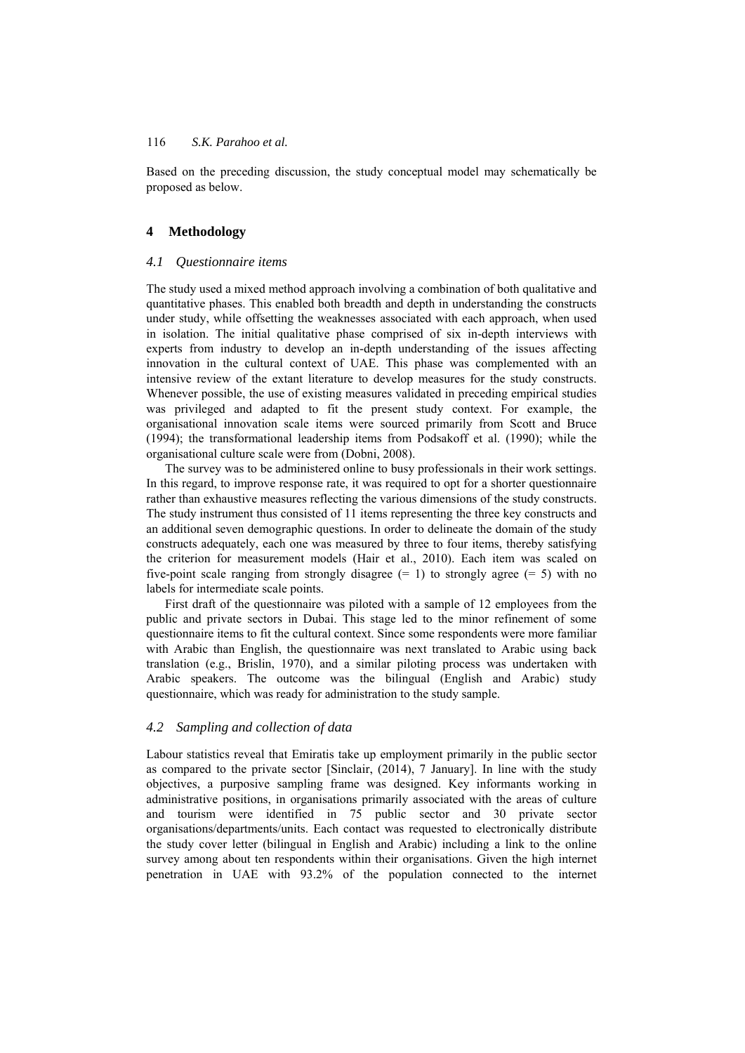Based on the preceding discussion, the study conceptual model may schematically be proposed as below.

## 4 Methodology

### 4.1 Questionnaire items

The study used a mixed method approach involving a combination of both qualitative and quantitative phases. This enabled both breadth and depth in understanding the constructs under study, while offsetting the weaknesses associated with each approach, when used in isolation. The initial qualitative phase comprised of six in-depth interviews with experts from industry to develop an in-depth understanding of the issues affecting innovation in the cultural context of UAE. This phase was complemented with an intensive review of the extant literature to develop measures for the study constructs. Whenever possible, the use of existing measures validated in preceding empirical studies was privileged and adapted to fit the present study context. For example, the organisational innovation scale items were sourced primarily from Scott and Bruce (1994); the transformational leadership items from Podsakoff et al. (1990); while the organisational culture scale were from (Dobni, 2008).

The survey was to be administered online to busy professionals in their work settings. In this regard, to improve response rate, it was required to opt for a shorter questionnaire rather than exhaustive measures reflecting the various dimensions of the study constructs. The study instrument thus consisted of 11 items representing the three key constructs and an additional seven demographic questions. In order to delineate the domain of the study constructs adequately, each one was measured by three to four items, thereby satisfying the criterion for measurement models (Hair et al., 2010). Each item was scaled on five-point scale ranging from strongly disagree (= 1) to strongly agree (= 5) with no labels for intermediate scale points.

First draft of the questionnaire was piloted with a sample of 12 employees from the public and private sectors in Dubai. This stage led to the minor refinement of some questionnaire items to fit the cultural context. Since some respondents were more familiar with Arabic than English, the questionnaire was next translated to Arabic using back translation (e.g., Brislin, 1970), and a similar piloting process was undertaken with Arabic speakers. The outcome was the bilingual (English and Arabic) study questionnaire, which was ready for administration to the study sample.

### 4.2 Sampling and collection of data

Labour statistics reveal that Emiratis take up employment primarily in the public sector as compared to the private sector [Sinclair, (2014), 7 January]. In line with the study objectives, a purposive sampling frame was designed. Key informants working in administrative positions, in organisations primarily associated with the areas of culture and tourism were identified in 75 public sector and 30 private sector organisations/departments/units. Each contact was requested to electronically distribute the study cover letter (bilingual in English and Arabic) including a link to the online survey among about ten respondents within their organisations. Given the high internet penetration in UAE with 93.2% of the population connected to the internet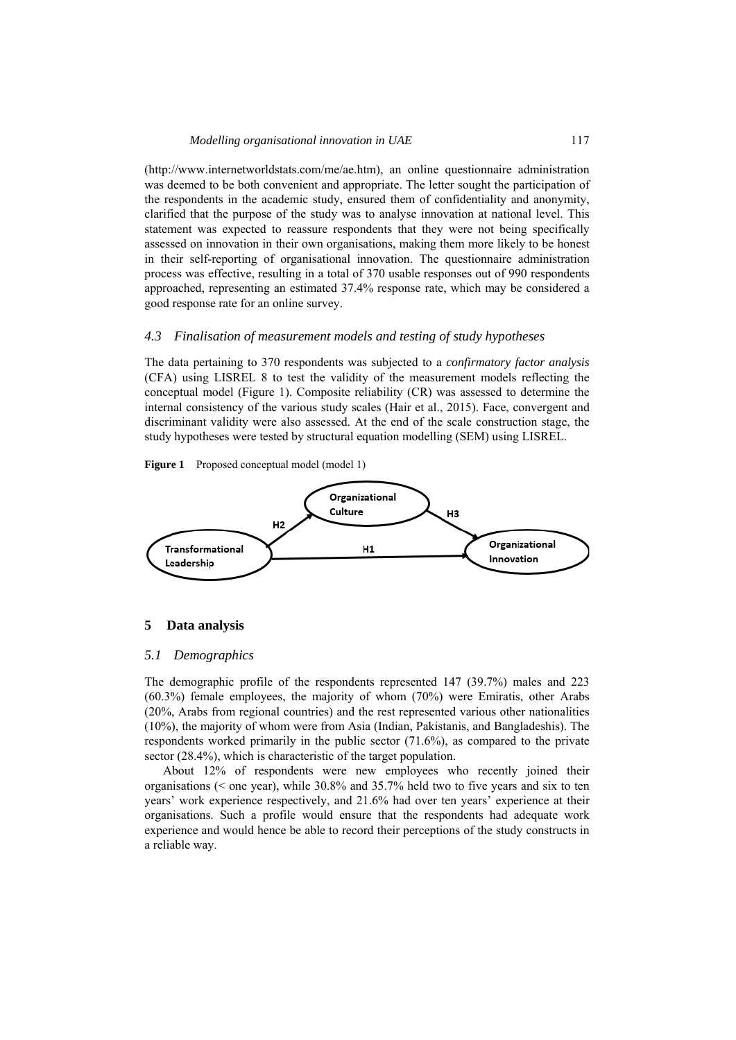(http://www.internetworldstats.com/me/ae.htm), an online questionnaire administration was deemed to be both convenient and appropriate. The letter sought the participation of the respondents in the academic study, ensured them of confidentiality and anonymity, clarified that the purpose of the study was to analyse innovation at national level. This statement was expected to reassure respondents that they were not being specifically assessed on innovation in their own organisations, making them more likely to be honest in their self-reporting of organisational innovation. The questionnaire administration process was effective, resulting in a total of 370 usable responses out of 990 respondents approached, representing an estimated 37.4% response rate, which may be considered a good response rate for an online survey.

### *4.3 Finalisation of measurement models and testing of study hypotheses*

The data pertaining to 370 respondents was subjected to a *confirmatory factor analysis* (CFA) using LISREL 8 to test the validity of the measurement models reflecting the conceptual model (Figure 1). Composite reliability (CR) was assessed to determine the internal consistency of the various study scales (Hair et al., 2015). Face, convergent and discriminant validity were also assessed. At the end of the scale construction stage, the study hypotheses were tested by structural equation modelling (SEM) using LISREL.

**Figure 1** Proposed conceptual model (model 1)

Organizational Culture

H2

H3

Transformational Leadership

H1

Organizational Innovation

## 5 Data analysis

### *5.1 Demographics*

The demographic profile of the respondents represented 147 (39.7%) males and 223 (60.3%) female employees, the majority of whom (70%) were Emiratis, other Arabs (20%, Arabs from regional countries) and the rest represented various other nationalities (10%), the majority of whom were from Asia (Indian, Pakistanis, and Bangladeshis). The respondents worked primarily in the public sector (71.6%), as compared to the private sector (28.4%), which is characteristic of the target population.

About 12% of respondents were new employees who recently joined their organisations (< one year), while 30.8% and 35.7% held two to five years and six to ten years' work experience respectively, and 21.6% had over ten years' experience at their organisations. Such a profile would ensure that the respondents had adequate work experience and would hence be able to record their perceptions of the study constructs in a reliable way.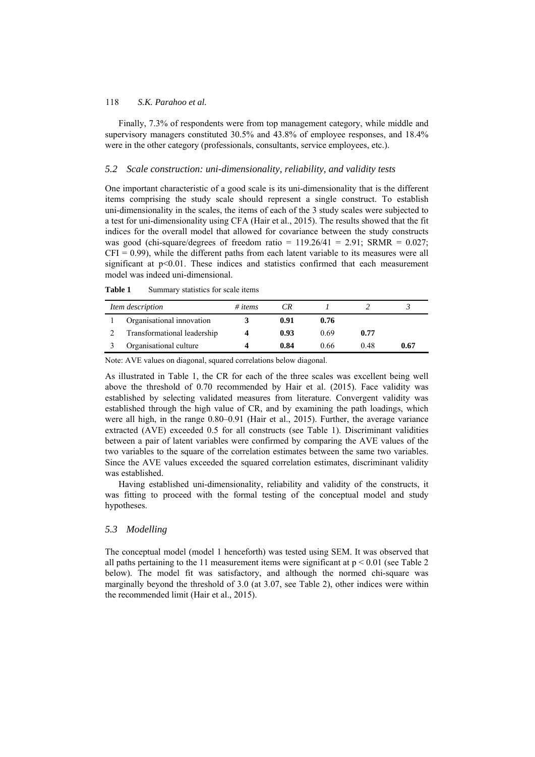Finally, 7.3% of respondents were from top management category, while middle and supervisory managers constituted 30.5% and 43.8% of employee responses, and 18.4% were in the other category (professionals, consultants, service employees, etc.).

### *5.2 Scale construction: uni-dimensionality, reliability, and validity tests*

One important characteristic of a good scale is its uni-dimensionality that is the different items comprising the study scale should represent a single construct. To establish uni-dimensionality in the scales, the items of each of the 3 study scales were subjected to a test for uni-dimensionality using CFA (Hair et al., 2015). The results showed that the fit indices for the overall model that allowed for covariance between the study constructs was good (chi-square/degrees of freedom ratio = 119.26/41 = 2.91; SRMR = 0.027; CFI = 0.99), while the different paths from each latent variable to its measures were all significant at $p<0.01$. These indices and statistics confirmed that each measurement model was indeed uni-dimensional.

**Table 1** Summary statistics for scale items

| | *Item description* | *# items* | *CR* | *1* | *2* | *3* |
|---|---|---|---|---|---|---|
| 1 | Organisational innovation | **3** | **0.91** | **0.76** | | |
| 2 | Transformational leadership | **4** | **0.93** | 0.69 | **0.77** | |
| 3 | Organisational culture | **4** | **0.84** | 0.66 | 0.48 | **0.67** |

Note: AVE values on diagonal, squared correlations below diagonal.

As illustrated in Table 1, the CR for each of the three scales was excellent being well above the threshold of 0.70 recommended by Hair et al. (2015). Face validity was established by selecting validated measures from literature. Convergent validity was established through the high value of CR, and by examining the path loadings, which were all high, in the range 0.80–0.91 (Hair et al., 2015). Further, the average variance extracted (AVE) exceeded 0.5 for all constructs (see Table 1). Discriminant validities between a pair of latent variables were confirmed by comparing the AVE values of the two variables to the square of the correlation estimates between the same two variables. Since the AVE values exceeded the squared correlation estimates, discriminant validity was established.

Having established uni-dimensionality, reliability and validity of the constructs, it was fitting to proceed with the formal testing of the conceptual model and study hypotheses.

### *5.3 Modelling*

The conceptual model (model 1 henceforth) was tested using SEM. It was observed that all paths pertaining to the 11 measurement items were significant at $p < 0.01$ (see Table 2 below). The model fit was satisfactory, and although the normed chi-square was marginally beyond the threshold of 3.0 (at 3.07, see Table 2), other indices were within the recommended limit (Hair et al., 2015).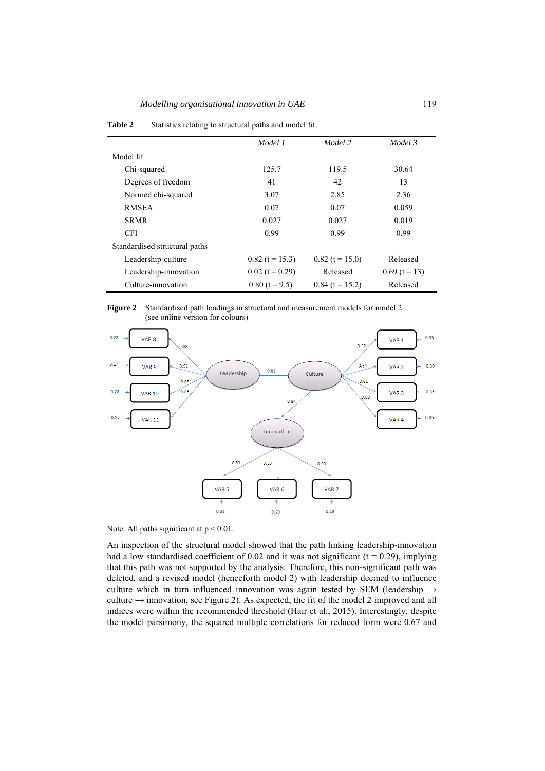**Table 2** Statistics relating to structural paths and model fit

| | *Model 1* | *Model 2* | *Model 3* |
|---|---|---|---|
| Model fit | | | |
| Chi-squared | 125.7 | 119.5 | 30.64 |
| Degrees of freedom | 41 | 42 | 13 |
| Normed chi-squared | 3.07 | 2.85 | 2.36 |
| RMSEA | 0.07 | 0.07 | 0.059 |
| SRMR | 0.027 | 0.027 | 0.019 |
| CFI | 0.99 | 0.99 | 0.99 |
| Standardised structural paths | | | |
| Leadership-culture | 0.82 (t = 15.3) | 0.82 (t = 15.0) | Released |
| Leadership-innovation | 0.02 (t = 0.29) | Released | 0.69 (t = 13) |
| Culture-innovation | 0.80 (t = 9.5). | 0.84 (t = 15.2) | Released |

**Figure 2** Standardised path loadings in structural and measurement models for model 2 (see online version for colours)

0.23 VAR 8 0.88
0.17 VAR 9 0.91
0.23 VAR 10 0.88
0.27 VAR 11 0.85
Leadership
0.82
Culture
0.82 VAR 1 0.33
0.84 VAR 2 0.30
0.81 VAR 3 0.35
0.80 VAR 4 0.35
0.84
Innovation
0.83 0.89 0.90
VAR 5 VAR 6 VAR 7
0.31 0.20 0.19

Note: All paths significant at $p < 0.01$.

An inspection of the structural model showed that the path linking leadership-innovation had a low standardised coefficient of 0.02 and it was not significant (t = 0.29), implying that this path was not supported by the analysis. Therefore, this non-significant path was deleted, and a revised model (henceforth model 2) with leadership deemed to influence culture which in turn influenced innovation was again tested by SEM (leadership → culture → innovation, see Figure 2). As expected, the fit of the model 2 improved and all indices were within the recommended threshold (Hair et al., 2015). Interestingly, despite the model parsimony, the squared multiple correlations for reduced form were 0.67 and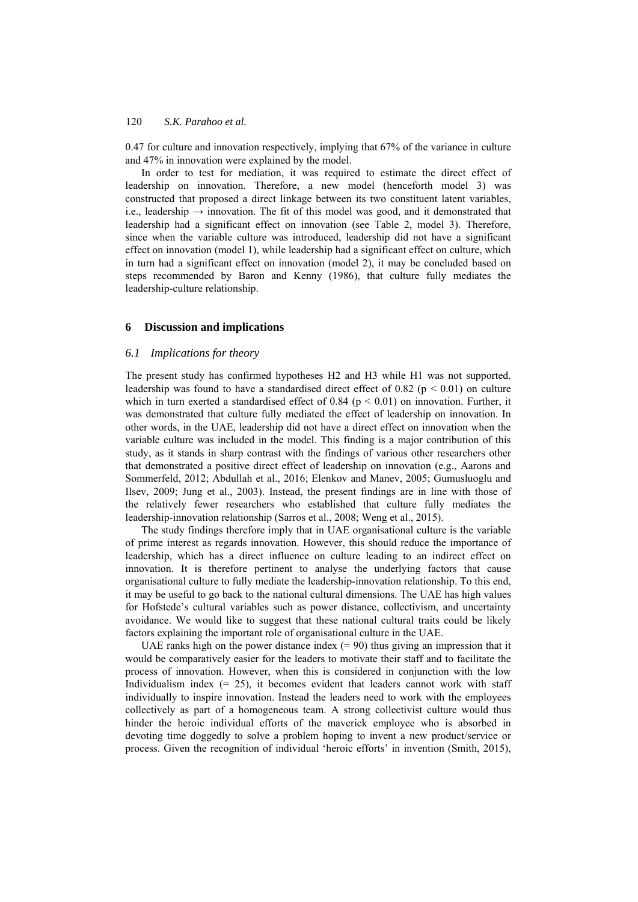0.47 for culture and innovation respectively, implying that 67% of the variance in culture and 47% in innovation were explained by the model.

In order to test for mediation, it was required to estimate the direct effect of leadership on innovation. Therefore, a new model (henceforth model 3) was constructed that proposed a direct linkage between its two constituent latent variables, i.e., leadership → innovation. The fit of this model was good, and it demonstrated that leadership had a significant effect on innovation (see Table 2, model 3). Therefore, since when the variable culture was introduced, leadership did not have a significant effect on innovation (model 1), while leadership had a significant effect on culture, which in turn had a significant effect on innovation (model 2), it may be concluded based on steps recommended by Baron and Kenny (1986), that culture fully mediates the leadership-culture relationship.

## 6 Discussion and implications

### *6.1 Implications for theory*

The present study has confirmed hypotheses H2 and H3 while H1 was not supported. leadership was found to have a standardised direct effect of 0.82 ($p < 0.01$) on culture which in turn exerted a standardised effect of 0.84 ($p < 0.01$) on innovation. Further, it was demonstrated that culture fully mediated the effect of leadership on innovation. In other words, in the UAE, leadership did not have a direct effect on innovation when the variable culture was included in the model. This finding is a major contribution of this study, as it stands in sharp contrast with the findings of various other researchers other that demonstrated a positive direct effect of leadership on innovation (e.g., Aarons and Sommerfeld, 2012; Abdullah et al., 2016; Elenkov and Manev, 2005; Gumusluoglu and Ilsev, 2009; Jung et al., 2003). Instead, the present findings are in line with those of the relatively fewer researchers who established that culture fully mediates the leadership-innovation relationship (Sarros et al., 2008; Weng et al., 2015).

The study findings therefore imply that in UAE organisational culture is the variable of prime interest as regards innovation. However, this should reduce the importance of leadership, which has a direct influence on culture leading to an indirect effect on innovation. It is therefore pertinent to analyse the underlying factors that cause organisational culture to fully mediate the leadership-innovation relationship. To this end, it may be useful to go back to the national cultural dimensions. The UAE has high values for Hofstede's cultural variables such as power distance, collectivism, and uncertainty avoidance. We would like to suggest that these national cultural traits could be likely factors explaining the important role of organisational culture in the UAE.

UAE ranks high on the power distance index (= 90) thus giving an impression that it would be comparatively easier for the leaders to motivate their staff and to facilitate the process of innovation. However, when this is considered in conjunction with the low Individualism index (= 25), it becomes evident that leaders cannot work with staff individually to inspire innovation. Instead the leaders need to work with the employees collectively as part of a homogeneous team. A strong collectivist culture would thus hinder the heroic individual efforts of the maverick employee who is absorbed in devoting time doggedly to solve a problem hoping to invent a new product/service or process. Given the recognition of individual 'heroic efforts' in invention (Smith, 2015),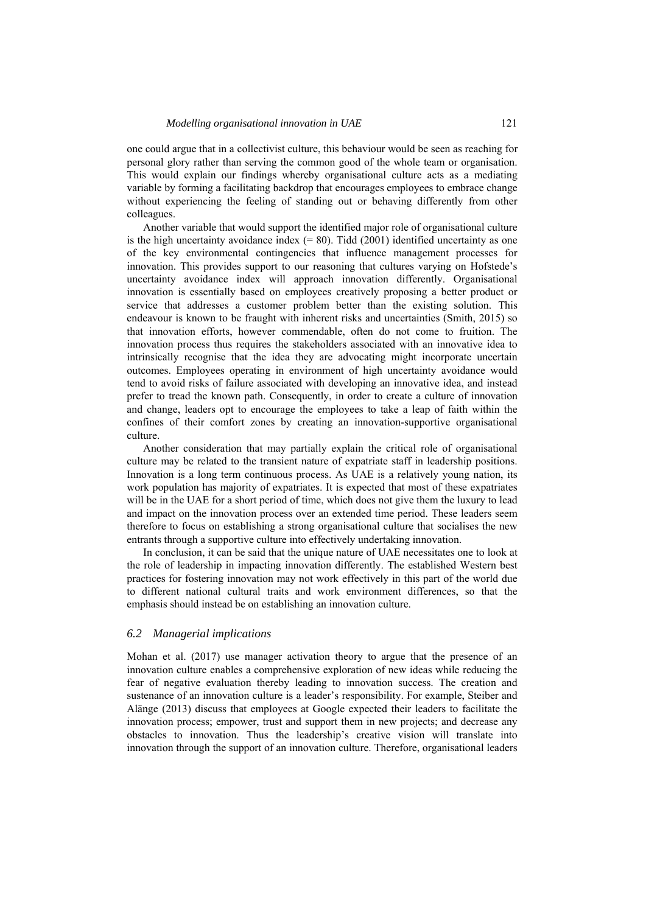one could argue that in a collectivist culture, this behaviour would be seen as reaching for personal glory rather than serving the common good of the whole team or organisation. This would explain our findings whereby organisational culture acts as a mediating variable by forming a facilitating backdrop that encourages employees to embrace change without experiencing the feeling of standing out or behaving differently from other colleagues.

Another variable that would support the identified major role of organisational culture is the high uncertainty avoidance index (= 80). Tidd (2001) identified uncertainty as one of the key environmental contingencies that influence management processes for innovation. This provides support to our reasoning that cultures varying on Hofstede's uncertainty avoidance index will approach innovation differently. Organisational innovation is essentially based on employees creatively proposing a better product or service that addresses a customer problem better than the existing solution. This endeavour is known to be fraught with inherent risks and uncertainties (Smith, 2015) so that innovation efforts, however commendable, often do not come to fruition. The innovation process thus requires the stakeholders associated with an innovative idea to intrinsically recognise that the idea they are advocating might incorporate uncertain outcomes. Employees operating in environment of high uncertainty avoidance would tend to avoid risks of failure associated with developing an innovative idea, and instead prefer to tread the known path. Consequently, in order to create a culture of innovation and change, leaders opt to encourage the employees to take a leap of faith within the confines of their comfort zones by creating an innovation-supportive organisational culture.

Another consideration that may partially explain the critical role of organisational culture may be related to the transient nature of expatriate staff in leadership positions. Innovation is a long term continuous process. As UAE is a relatively young nation, its work population has majority of expatriates. It is expected that most of these expatriates will be in the UAE for a short period of time, which does not give them the luxury to lead and impact on the innovation process over an extended time period. These leaders seem therefore to focus on establishing a strong organisational culture that socialises the new entrants through a supportive culture into effectively undertaking innovation.

In conclusion, it can be said that the unique nature of UAE necessitates one to look at the role of leadership in impacting innovation differently. The established Western best practices for fostering innovation may not work effectively in this part of the world due to different national cultural traits and work environment differences, so that the emphasis should instead be on establishing an innovation culture.

### *6.2 Managerial implications*

Mohan et al. (2017) use manager activation theory to argue that the presence of an innovation culture enables a comprehensive exploration of new ideas while reducing the fear of negative evaluation thereby leading to innovation success. The creation and sustenance of an innovation culture is a leader's responsibility. For example, Steiber and Alänge (2013) discuss that employees at Google expected their leaders to facilitate the innovation process; empower, trust and support them in new projects; and decrease any obstacles to innovation. Thus the leadership's creative vision will translate into innovation through the support of an innovation culture. Therefore, organisational leaders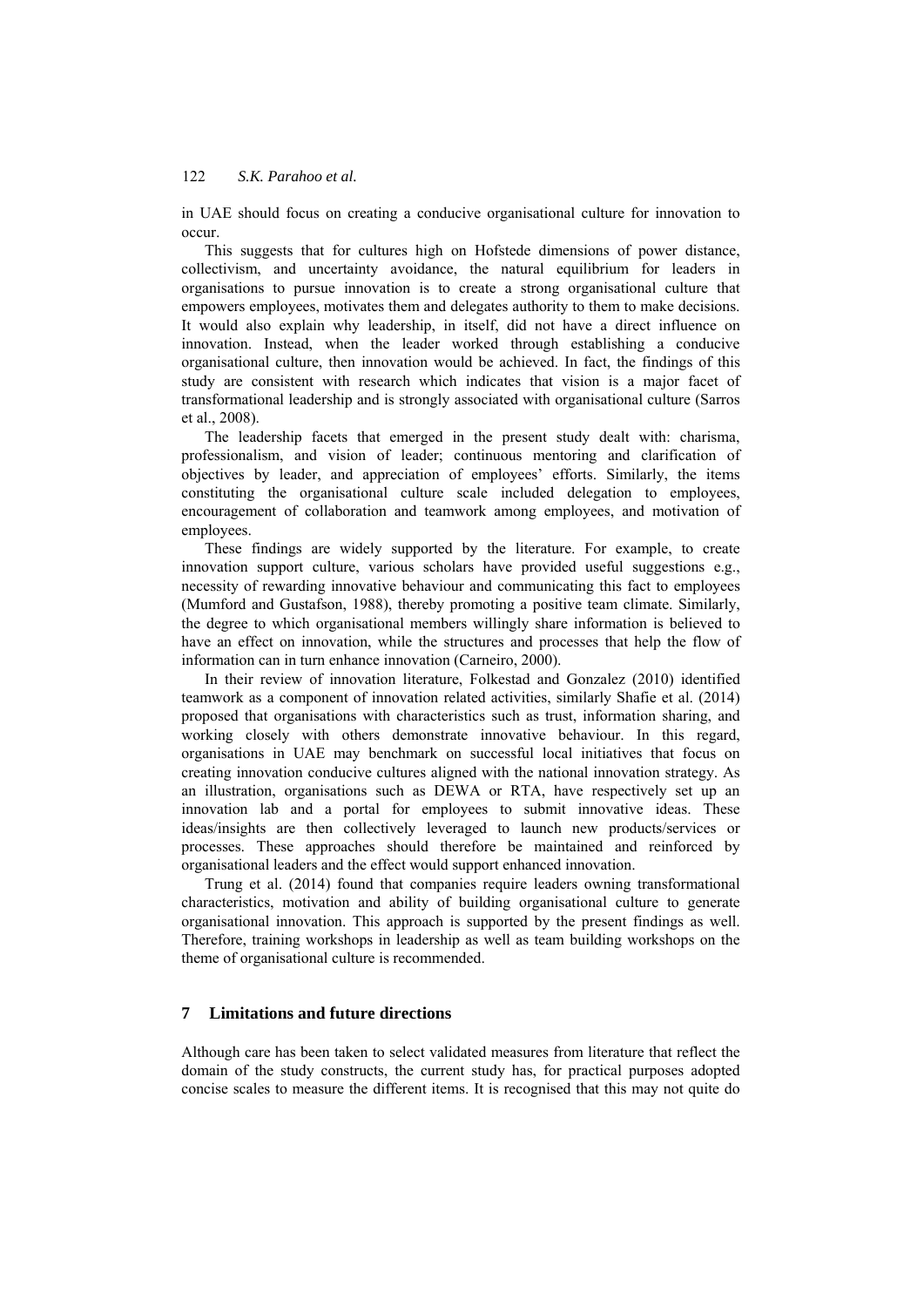in UAE should focus on creating a conducive organisational culture for innovation to occur.

This suggests that for cultures high on Hofstede dimensions of power distance, collectivism, and uncertainty avoidance, the natural equilibrium for leaders in organisations to pursue innovation is to create a strong organisational culture that empowers employees, motivates them and delegates authority to them to make decisions. It would also explain why leadership, in itself, did not have a direct influence on innovation. Instead, when the leader worked through establishing a conducive organisational culture, then innovation would be achieved. In fact, the findings of this study are consistent with research which indicates that vision is a major facet of transformational leadership and is strongly associated with organisational culture (Sarros et al., 2008).

The leadership facets that emerged in the present study dealt with: charisma, professionalism, and vision of leader; continuous mentoring and clarification of objectives by leader, and appreciation of employees' efforts. Similarly, the items constituting the organisational culture scale included delegation to employees, encouragement of collaboration and teamwork among employees, and motivation of employees.

These findings are widely supported by the literature. For example, to create innovation support culture, various scholars have provided useful suggestions e.g., necessity of rewarding innovative behaviour and communicating this fact to employees (Mumford and Gustafson, 1988), thereby promoting a positive team climate. Similarly, the degree to which organisational members willingly share information is believed to have an effect on innovation, while the structures and processes that help the flow of information can in turn enhance innovation (Carneiro, 2000).

In their review of innovation literature, Folkestad and Gonzalez (2010) identified teamwork as a component of innovation related activities, similarly Shafie et al. (2014) proposed that organisations with characteristics such as trust, information sharing, and working closely with others demonstrate innovative behaviour. In this regard, organisations in UAE may benchmark on successful local initiatives that focus on creating innovation conducive cultures aligned with the national innovation strategy. As an illustration, organisations such as DEWA or RTA, have respectively set up an innovation lab and a portal for employees to submit innovative ideas. These ideas/insights are then collectively leveraged to launch new products/services or processes. These approaches should therefore be maintained and reinforced by organisational leaders and the effect would support enhanced innovation.

Trung et al. (2014) found that companies require leaders owning transformational characteristics, motivation and ability of building organisational culture to generate organisational innovation. This approach is supported by the present findings as well. Therefore, training workshops in leadership as well as team building workshops on the theme of organisational culture is recommended.

## 7 Limitations and future directions

Although care has been taken to select validated measures from literature that reflect the domain of the study constructs, the current study has, for practical purposes adopted concise scales to measure the different items. It is recognised that this may not quite do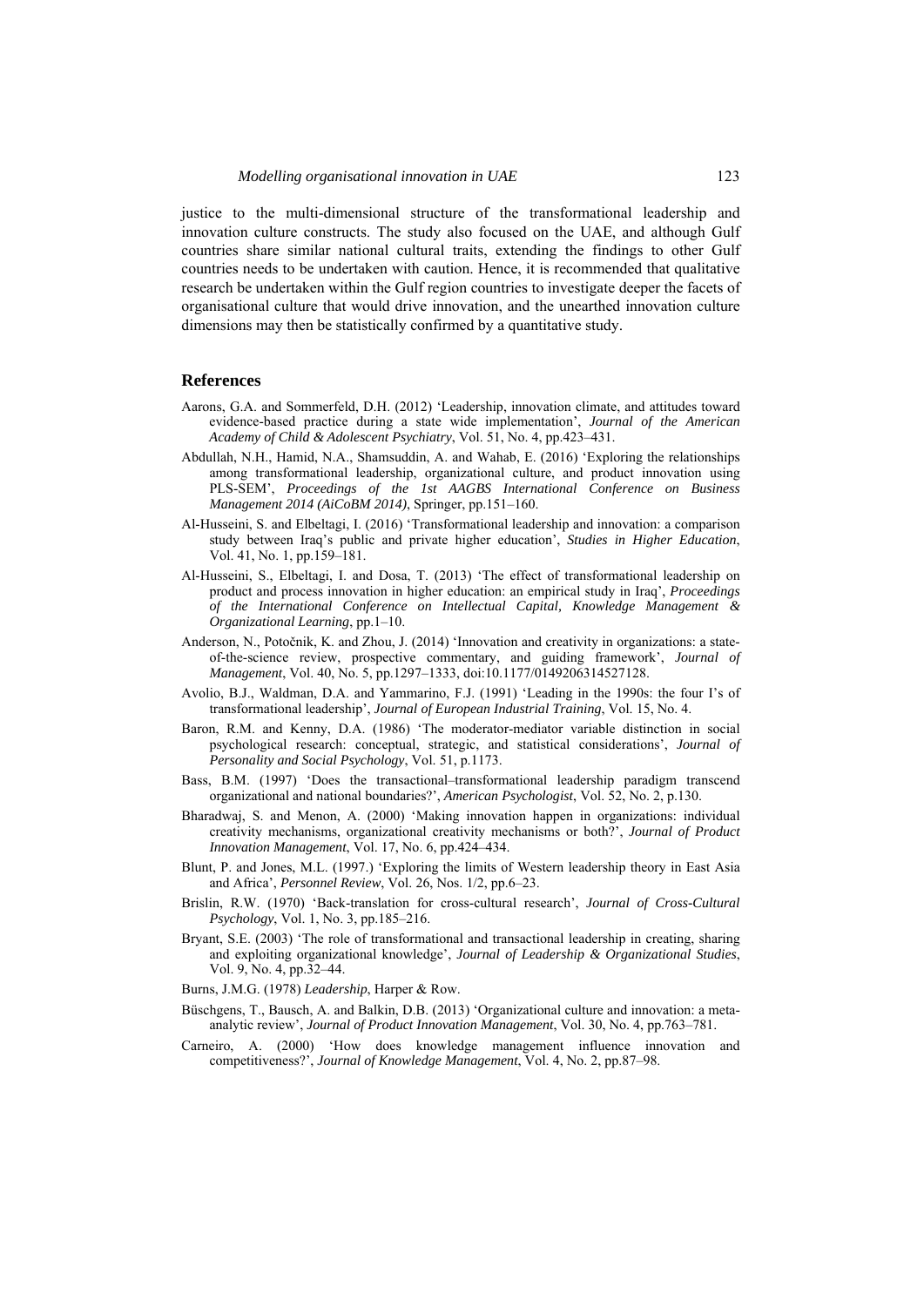justice to the multi-dimensional structure of the transformational leadership and innovation culture constructs. The study also focused on the UAE, and although Gulf countries share similar national cultural traits, extending the findings to other Gulf countries needs to be undertaken with caution. Hence, it is recommended that qualitative research be undertaken within the Gulf region countries to investigate deeper the facets of organisational culture that would drive innovation, and the unearthed innovation culture dimensions may then be statistically confirmed by a quantitative study.

## References

Aarons, G.A. and Sommerfeld, D.H. (2012) 'Leadership, innovation climate, and attitudes toward evidence-based practice during a state wide implementation', *Journal of the American Academy of Child & Adolescent Psychiatry*, Vol. 51, No. 4, pp.423–431.

Abdullah, N.H., Hamid, N.A., Shamsuddin, A. and Wahab, E. (2016) 'Exploring the relationships among transformational leadership, organizational culture, and product innovation using PLS-SEM', *Proceedings of the 1st AAGBS International Conference on Business Management 2014 (AiCoBM 2014)*, Springer, pp.151–160.

Al-Husseini, S. and Elbeltagi, I. (2016) 'Transformational leadership and innovation: a comparison study between Iraq's public and private higher education', *Studies in Higher Education*, Vol. 41, No. 1, pp.159–181.

Al-Husseini, S., Elbeltagi, I. and Dosa, T. (2013) 'The effect of transformational leadership on product and process innovation in higher education: an empirical study in Iraq', *Proceedings of the International Conference on Intellectual Capital, Knowledge Management & Organizational Learning*, pp.1–10.

Anderson, N., Potočnik, K. and Zhou, J. (2014) 'Innovation and creativity in organizations: a state-of-the-science review, prospective commentary, and guiding framework', *Journal of Management*, Vol. 40, No. 5, pp.1297–1333, doi:10.1177/0149206314527128.

Avolio, B.J., Waldman, D.A. and Yammarino, F.J. (1991) 'Leading in the 1990s: the four I's of transformational leadership', *Journal of European Industrial Training*, Vol. 15, No. 4.

Baron, R.M. and Kenny, D.A. (1986) 'The moderator-mediator variable distinction in social psychological research: conceptual, strategic, and statistical considerations', *Journal of Personality and Social Psychology*, Vol. 51, p.1173.

Bass, B.M. (1997) 'Does the transactional–transformational leadership paradigm transcend organizational and national boundaries?', *American Psychologist*, Vol. 52, No. 2, p.130.

Bharadwaj, S. and Menon, A. (2000) 'Making innovation happen in organizations: individual creativity mechanisms, organizational creativity mechanisms or both?', *Journal of Product Innovation Management*, Vol. 17, No. 6, pp.424–434.

Blunt, P. and Jones, M.L. (1997.) 'Exploring the limits of Western leadership theory in East Asia and Africa', *Personnel Review*, Vol. 26, Nos. 1/2, pp.6–23.

Brislin, R.W. (1970) 'Back-translation for cross-cultural research', *Journal of Cross-Cultural Psychology*, Vol. 1, No. 3, pp.185–216.

Bryant, S.E. (2003) 'The role of transformational and transactional leadership in creating, sharing and exploiting organizational knowledge', *Journal of Leadership & Organizational Studies*, Vol. 9, No. 4, pp.32–44.

Burns, J.M.G. (1978) *Leadership*, Harper & Row.

Büschgens, T., Bausch, A. and Balkin, D.B. (2013) 'Organizational culture and innovation: a meta-analytic review', *Journal of Product Innovation Management*, Vol. 30, No. 4, pp.763–781.

Carneiro, A. (2000) 'How does knowledge management influence innovation and competitiveness?', *Journal of Knowledge Management*, Vol. 4, No. 2, pp.87–98.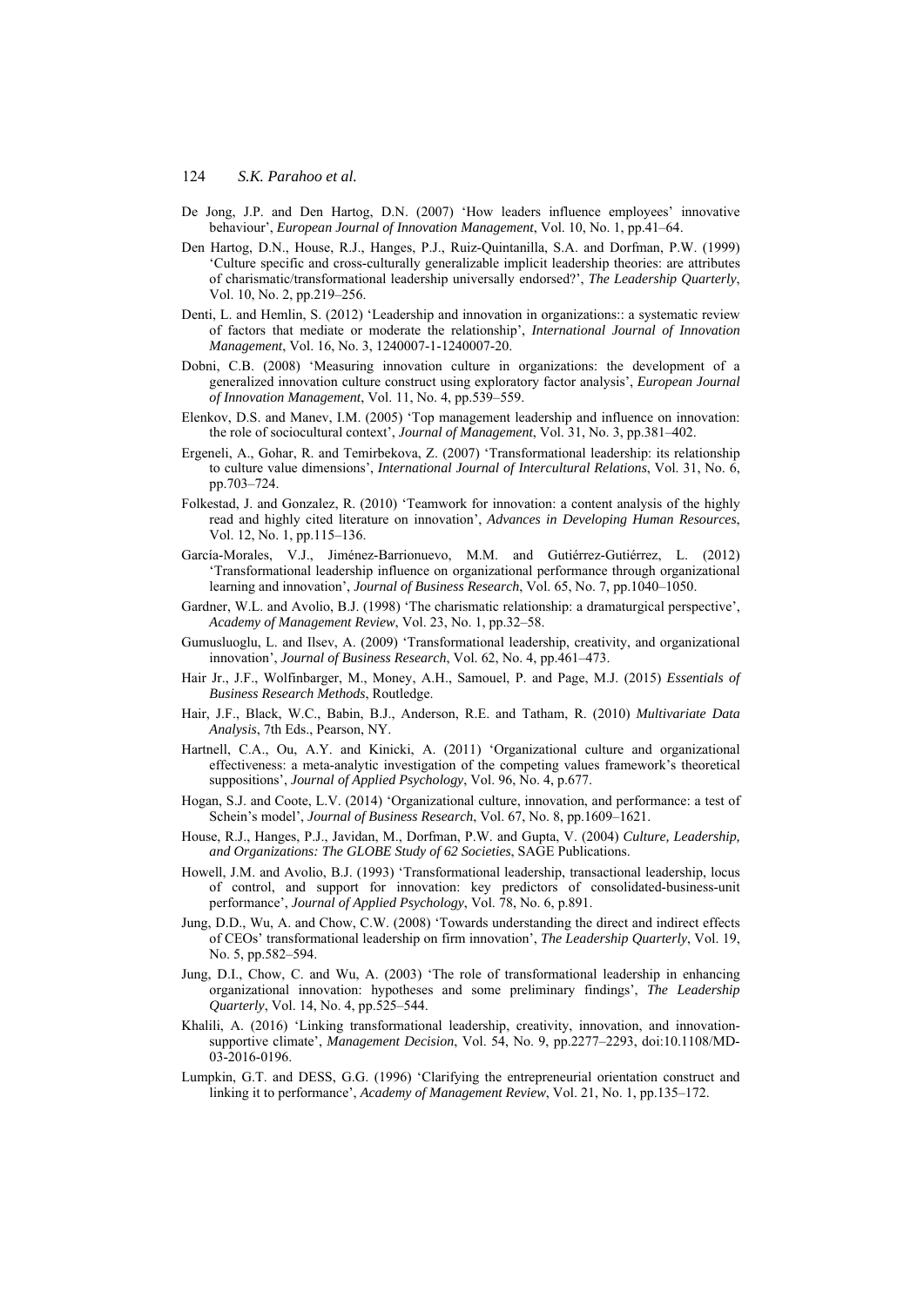De Jong, J.P. and Den Hartog, D.N. (2007) 'How leaders influence employees' innovative behaviour', *European Journal of Innovation Management*, Vol. 10, No. 1, pp.41–64.

Den Hartog, D.N., House, R.J., Hanges, P.J., Ruiz-Quintanilla, S.A. and Dorfman, P.W. (1999) 'Culture specific and cross-culturally generalizable implicit leadership theories: are attributes of charismatic/transformational leadership universally endorsed?', *The Leadership Quarterly*, Vol. 10, No. 2, pp.219–256.

Denti, L. and Hemlin, S. (2012) 'Leadership and innovation in organizations:: a systematic review of factors that mediate or moderate the relationship', *International Journal of Innovation Management*, Vol. 16, No. 3, 1240007-1-1240007-20.

Dobni, C.B. (2008) 'Measuring innovation culture in organizations: the development of a generalized innovation culture construct using exploratory factor analysis', *European Journal of Innovation Management*, Vol. 11, No. 4, pp.539–559.

Elenkov, D.S. and Manev, I.M. (2005) 'Top management leadership and influence on innovation: the role of sociocultural context', *Journal of Management*, Vol. 31, No. 3, pp.381–402.

Ergeneli, A., Gohar, R. and Temirbekova, Z. (2007) 'Transformational leadership: its relationship to culture value dimensions', *International Journal of Intercultural Relations*, Vol. 31, No. 6, pp.703–724.

Folkestad, J. and Gonzalez, R. (2010) 'Teamwork for innovation: a content analysis of the highly read and highly cited literature on innovation', *Advances in Developing Human Resources*, Vol. 12, No. 1, pp.115–136.

García-Morales, V.J., Jiménez-Barrionuevo, M.M. and Gutiérrez-Gutiérrez, L. (2012) 'Transformational leadership influence on organizational performance through organizational learning and innovation', *Journal of Business Research*, Vol. 65, No. 7, pp.1040–1050.

Gardner, W.L. and Avolio, B.J. (1998) 'The charismatic relationship: a dramaturgical perspective', *Academy of Management Review*, Vol. 23, No. 1, pp.32–58.

Gumusluoglu, L. and Ilsev, A. (2009) 'Transformational leadership, creativity, and organizational innovation', *Journal of Business Research*, Vol. 62, No. 4, pp.461–473.

Hair Jr., J.F., Wolfinbarger, M., Money, A.H., Samouel, P. and Page, M.J. (2015) *Essentials of Business Research Methods*, Routledge.

Hair, J.F., Black, W.C., Babin, B.J., Anderson, R.E. and Tatham, R. (2010) *Multivariate Data Analysis*, 7th Eds., Pearson, NY.

Hartnell, C.A., Ou, A.Y. and Kinicki, A. (2011) 'Organizational culture and organizational effectiveness: a meta-analytic investigation of the competing values framework's theoretical suppositions', *Journal of Applied Psychology*, Vol. 96, No. 4, p.677.

Hogan, S.J. and Coote, L.V. (2014) 'Organizational culture, innovation, and performance: a test of Schein's model', *Journal of Business Research*, Vol. 67, No. 8, pp.1609–1621.

House, R.J., Hanges, P.J., Javidan, M., Dorfman, P.W. and Gupta, V. (2004) *Culture, Leadership, and Organizations: The GLOBE Study of 62 Societies*, SAGE Publications.

Howell, J.M. and Avolio, B.J. (1993) 'Transformational leadership, transactional leadership, locus of control, and support for innovation: key predictors of consolidated-business-unit performance', *Journal of Applied Psychology*, Vol. 78, No. 6, p.891.

Jung, D.D., Wu, A. and Chow, C.W. (2008) 'Towards understanding the direct and indirect effects of CEOs' transformational leadership on firm innovation', *The Leadership Quarterly*, Vol. 19, No. 5, pp.582–594.

Jung, D.I., Chow, C. and Wu, A. (2003) 'The role of transformational leadership in enhancing organizational innovation: hypotheses and some preliminary findings', *The Leadership Quarterly*, Vol. 14, No. 4, pp.525–544.

Khalili, A. (2016) 'Linking transformational leadership, creativity, innovation, and innovation-supportive climate', *Management Decision*, Vol. 54, No. 9, pp.2277–2293, doi:10.1108/MD-03-2016-0196.

Lumpkin, G.T. and DESS, G.G. (1996) 'Clarifying the entrepreneurial orientation construct and linking it to performance', *Academy of Management Review*, Vol. 21, No. 1, pp.135–172.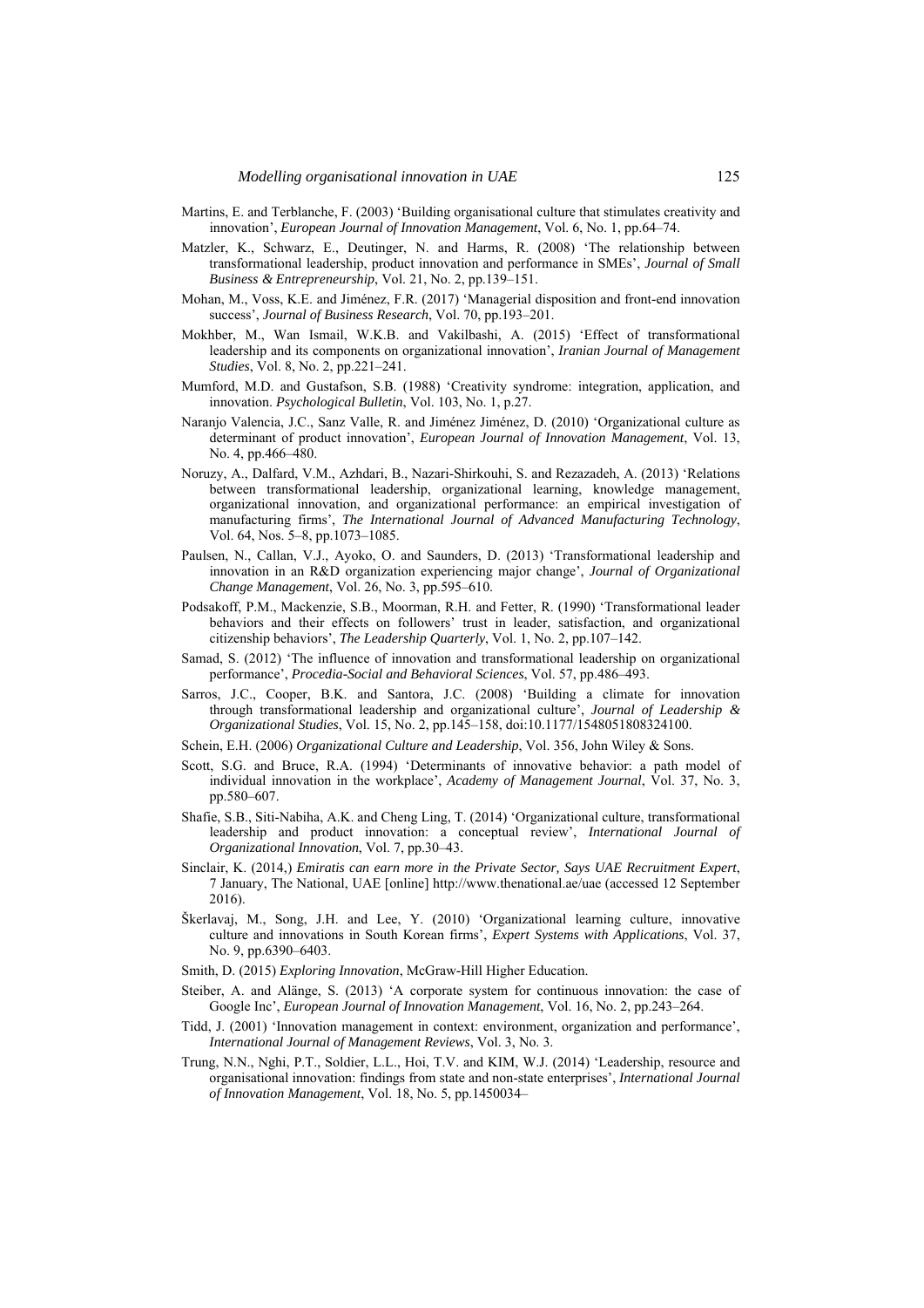Martins, E. and Terblanche, F. (2003) 'Building organisational culture that stimulates creativity and innovation', *European Journal of Innovation Management*, Vol. 6, No. 1, pp.64–74.

Matzler, K., Schwarz, E., Deutinger, N. and Harms, R. (2008) 'The relationship between transformational leadership, product innovation and performance in SMEs', *Journal of Small Business & Entrepreneurship*, Vol. 21, No. 2, pp.139–151.

Mohan, M., Voss, K.E. and Jiménez, F.R. (2017) 'Managerial disposition and front-end innovation success', *Journal of Business Research*, Vol. 70, pp.193–201.

Mokhber, M., Wan Ismail, W.K.B. and Vakilbashi, A. (2015) 'Effect of transformational leadership and its components on organizational innovation', *Iranian Journal of Management Studies*, Vol. 8, No. 2, pp.221–241.

Mumford, M.D. and Gustafson, S.B. (1988) 'Creativity syndrome: integration, application, and innovation. *Psychological Bulletin*, Vol. 103, No. 1, p.27.

Naranjo Valencia, J.C., Sanz Valle, R. and Jiménez Jiménez, D. (2010) 'Organizational culture as determinant of product innovation', *European Journal of Innovation Management*, Vol. 13, No. 4, pp.466–480.

Noruzy, A., Dalfard, V.M., Azhdari, B., Nazari-Shirkouhi, S. and Rezazadeh, A. (2013) 'Relations between transformational leadership, organizational learning, knowledge management, organizational innovation, and organizational performance: an empirical investigation of manufacturing firms', *The International Journal of Advanced Manufacturing Technology*, Vol. 64, Nos. 5–8, pp.1073–1085.

Paulsen, N., Callan, V.J., Ayoko, O. and Saunders, D. (2013) 'Transformational leadership and innovation in an R&D organization experiencing major change', *Journal of Organizational Change Management*, Vol. 26, No. 3, pp.595–610.

Podsakoff, P.M., Mackenzie, S.B., Moorman, R.H. and Fetter, R. (1990) 'Transformational leader behaviors and their effects on followers' trust in leader, satisfaction, and organizational citizenship behaviors', *The Leadership Quarterly*, Vol. 1, No. 2, pp.107–142.

Samad, S. (2012) 'The influence of innovation and transformational leadership on organizational performance', *Procedia-Social and Behavioral Sciences*, Vol. 57, pp.486–493.

Sarros, J.C., Cooper, B.K. and Santora, J.C. (2008) 'Building a climate for innovation through transformational leadership and organizational culture', *Journal of Leadership & Organizational Studies*, Vol. 15, No. 2, pp.145–158, doi:10.1177/1548051808324100.

Schein, E.H. (2006) *Organizational Culture and Leadership*, Vol. 356, John Wiley & Sons.

Scott, S.G. and Bruce, R.A. (1994) 'Determinants of innovative behavior: a path model of individual innovation in the workplace', *Academy of Management Journal*, Vol. 37, No. 3, pp.580–607.

Shafie, S.B., Siti-Nabiha, A.K. and Cheng Ling, T. (2014) 'Organizational culture, transformational leadership and product innovation: a conceptual review', *International Journal of Organizational Innovation*, Vol. 7, pp.30–43.

Sinclair, K. (2014,) *Emiratis can earn more in the Private Sector, Says UAE Recruitment Expert*, 7 January, The National, UAE [online] http://www.thenational.ae/uae (accessed 12 September 2016).

Škerlavaj, M., Song, J.H. and Lee, Y. (2010) 'Organizational learning culture, innovative culture and innovations in South Korean firms', *Expert Systems with Applications*, Vol. 37, No. 9, pp.6390–6403.

Smith, D. (2015) *Exploring Innovation*, McGraw-Hill Higher Education.

Steiber, A. and Alänge, S. (2013) 'A corporate system for continuous innovation: the case of Google Inc', *European Journal of Innovation Management*, Vol. 16, No. 2, pp.243–264.

Tidd, J. (2001) 'Innovation management in context: environment, organization and performance', *International Journal of Management Reviews*, Vol. 3, No. 3.

Trung, N.N., Nghi, P.T., Soldier, L.L., Hoi, T.V. and KIM, W.J. (2014) 'Leadership, resource and organisational innovation: findings from state and non-state enterprises', *International Journal of Innovation Management*, Vol. 18, No. 5, pp.1450034–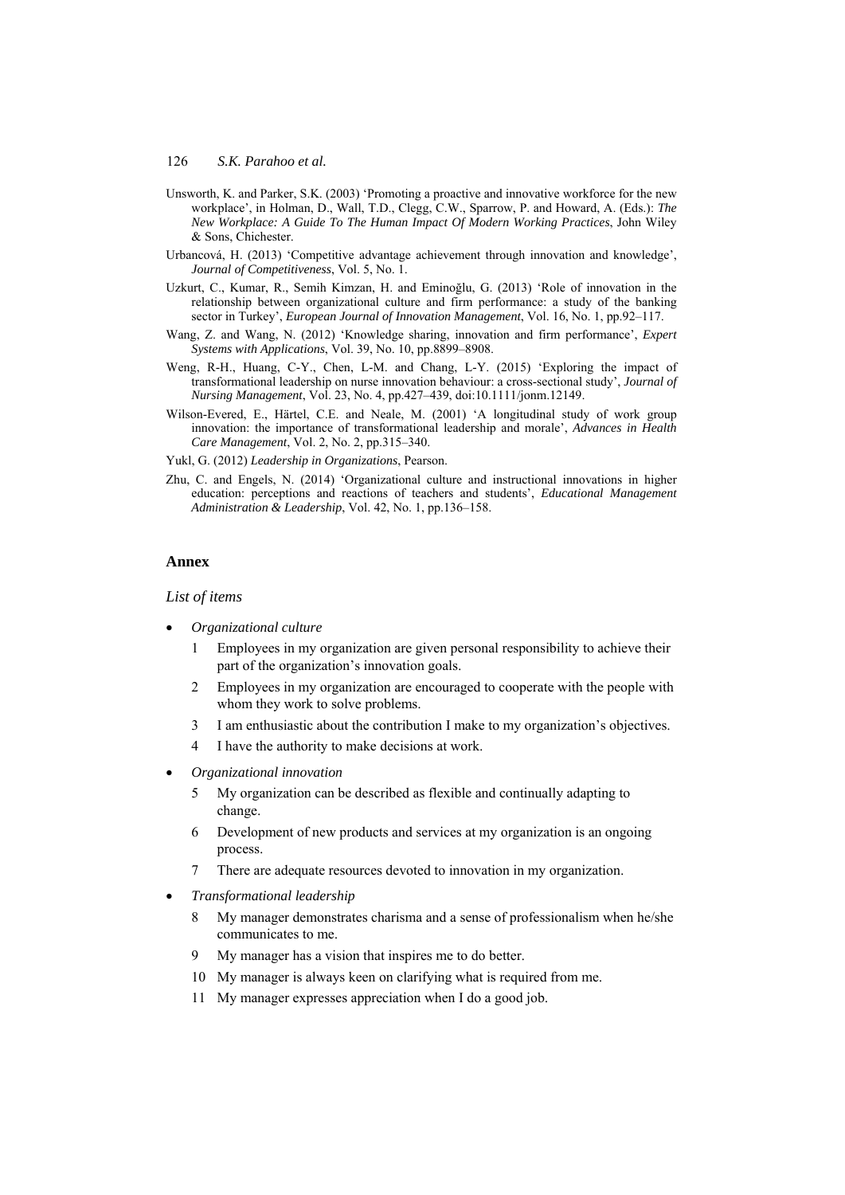Unsworth, K. and Parker, S.K. (2003) 'Promoting a proactive and innovative workforce for the new workplace', in Holman, D., Wall, T.D., Clegg, C.W., Sparrow, P. and Howard, A. (Eds.): *The New Workplace: A Guide To The Human Impact Of Modern Working Practices*, John Wiley & Sons, Chichester.

Urbancová, H. (2013) 'Competitive advantage achievement through innovation and knowledge', *Journal of Competitiveness*, Vol. 5, No. 1.

Uzkurt, C., Kumar, R., Semih Kimzan, H. and Eminoğlu, G. (2013) 'Role of innovation in the relationship between organizational culture and firm performance: a study of the banking sector in Turkey', *European Journal of Innovation Management*, Vol. 16, No. 1, pp.92–117.

Wang, Z. and Wang, N. (2012) 'Knowledge sharing, innovation and firm performance', *Expert Systems with Applications*, Vol. 39, No. 10, pp.8899–8908.

Weng, R-H., Huang, C-Y., Chen, L-M. and Chang, L-Y. (2015) 'Exploring the impact of transformational leadership on nurse innovation behaviour: a cross-sectional study', *Journal of Nursing Management*, Vol. 23, No. 4, pp.427–439, doi:10.1111/jonm.12149.

Wilson-Evered, E., Härtel, C.E. and Neale, M. (2001) 'A longitudinal study of work group innovation: the importance of transformational leadership and morale', *Advances in Health Care Management*, Vol. 2, No. 2, pp.315–340.

Yukl, G. (2012) *Leadership in Organizations*, Pearson.

Zhu, C. and Engels, N. (2014) 'Organizational culture and instructional innovations in higher education: perceptions and reactions of teachers and students', *Educational Management Administration & Leadership*, Vol. 42, No. 1, pp.136–158.

## Annex

*List of items*

- *Organizational culture*
  1. Employees in my organization are given personal responsibility to achieve their part of the organization's innovation goals.
  2. Employees in my organization are encouraged to cooperate with the people with whom they work to solve problems.
  3. I am enthusiastic about the contribution I make to my organization's objectives.
  4. I have the authority to make decisions at work.
- *Organizational innovation*
  5. My organization can be described as flexible and continually adapting to change.
  6. Development of new products and services at my organization is an ongoing process.
  7. There are adequate resources devoted to innovation in my organization.
- *Transformational leadership*
  8. My manager demonstrates charisma and a sense of professionalism when he/she communicates to me.
  9. My manager has a vision that inspires me to do better.
  10. My manager is always keen on clarifying what is required from me.
  11. My manager expresses appreciation when I do a good job.